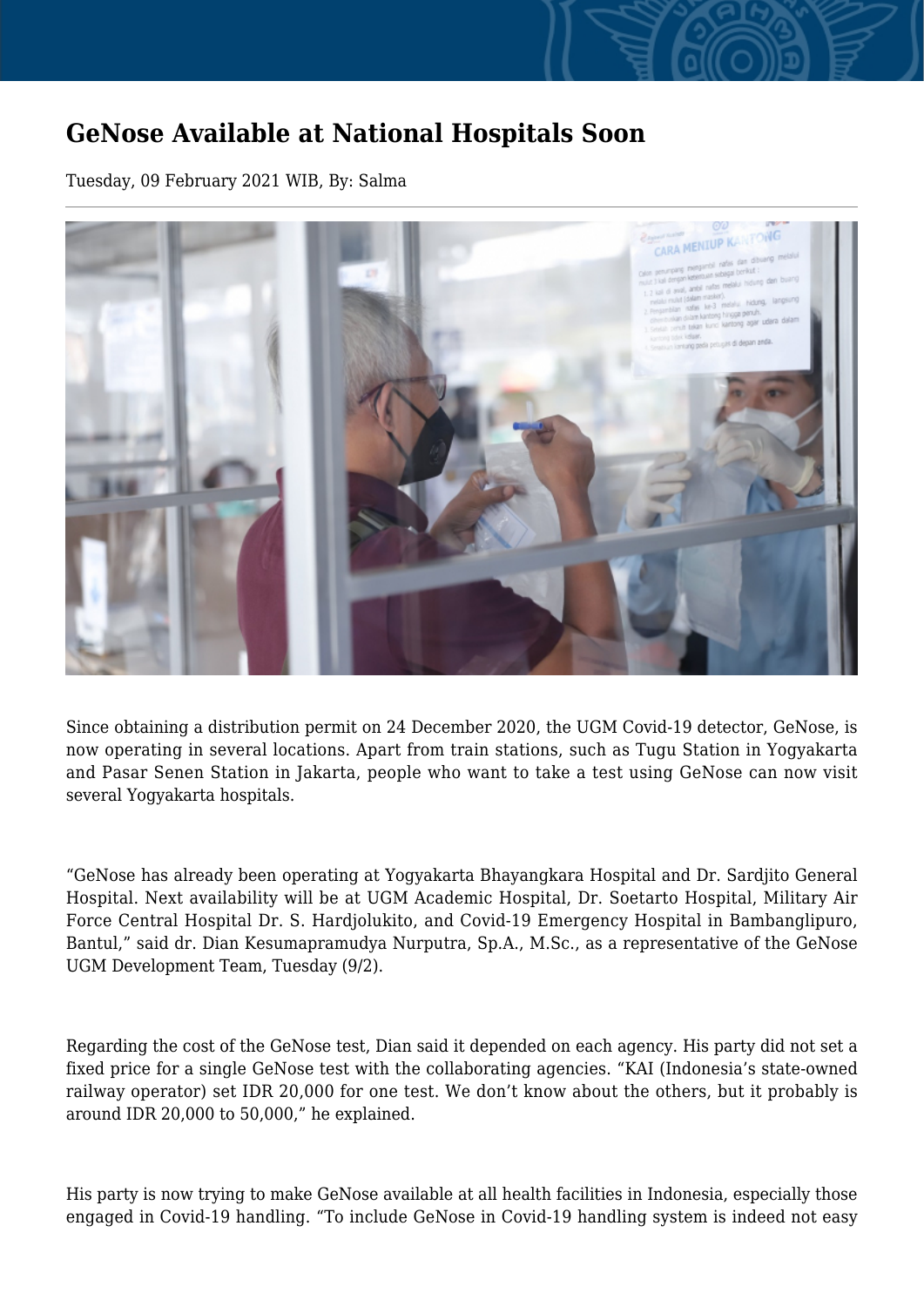# GeNose Available at National Hospitals Soon

Tuesday, 09 February 2021 WIB, By: Salma

Since obtaining a distribution permit on 24 December 2020, the UGM Covid-19 detector, GeNose, is now operating in several locations. Apart from train stations, such as Tugu Station in Yogyakarta and Pasar Senen Station in Jakarta, people who want to take a test using GeNose can now visit several Yogyakarta hospitals.

"GeNose has already been operating at Yogyakarta Bhayangkara Hospital and Dr. Sardjito General Hospital. Next availability will be at UGM Academic Hospital, Dr. Soetarto Hospital, Military Air Force Central Hospital Dr. S. Hardjolukito, and Covid-19 Emergency Hospital in Bambanglipuro, Bantul," said dr. Dian Kesumapramudya Nurputra, Sp.A., M.Sc., as a representative of the GeNose UGM Development Team, Tuesday (9/2).

Regarding the cost of the GeNose test, Dian said it depended on each agency. His party did not set a fixed price for a single GeNose test with the collaborating agencies. "KAI (Indonesia's state-owned railway operator) set IDR 20,000 for one test. We don't know about the others, but it probably is around IDR 20,000 to 50,000," he explained.

His party is now trying to make GeNose available at all health facilities in Indonesia, especially those engaged in Covid-19 handling. "To include GeNose in Covid-19 handling system is indeed not easy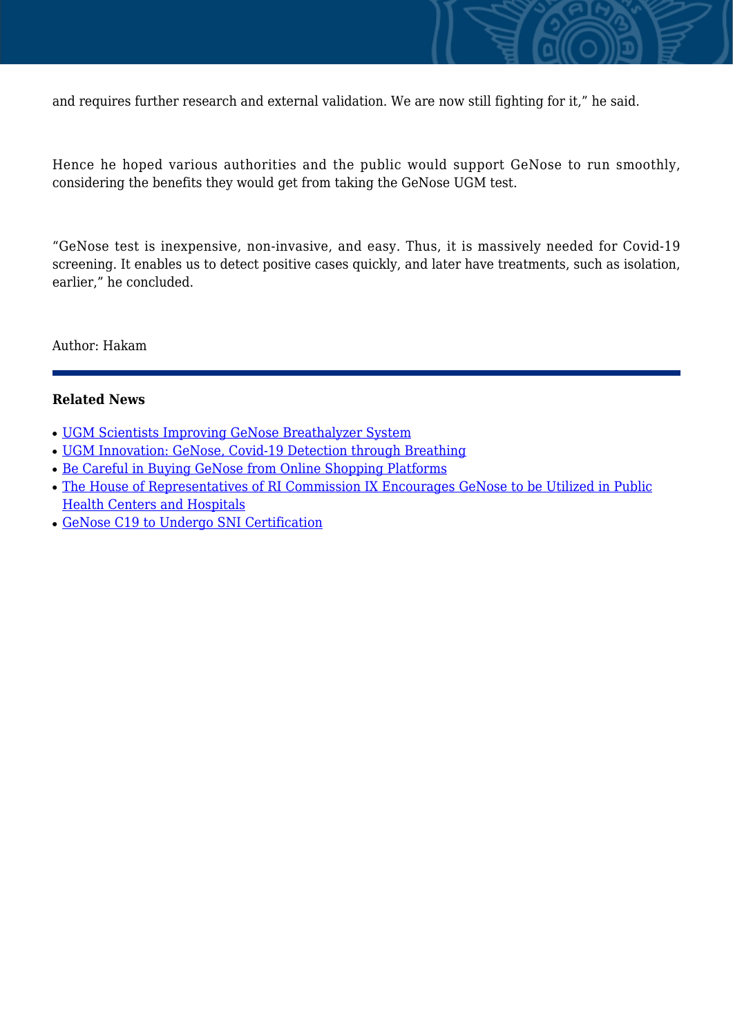and requires further research and external validation. We are now still fighting for it," he said.

Hence he hoped various authorities and the public would support GeNose to run smoothly, considering the benefits they would get from taking the GeNose UGM test.

"GeNose test is inexpensive, non-invasive, and easy. Thus, it is massively needed for Covid-19 screening. It enables us to detect positive cases quickly, and later have treatments, such as isolation, earlier," he concluded.

Author: Hakam

---

**Related News**

- UGM Scientists Improving GeNose Breathalyzer System
- UGM Innovation: GeNose, Covid-19 Detection through Breathing
- Be Careful in Buying GeNose from Online Shopping Platforms
- The House of Representatives of RI Commission IX Encourages GeNose to be Utilized in Public Health Centers and Hospitals
- GeNose C19 to Undergo SNI Certification